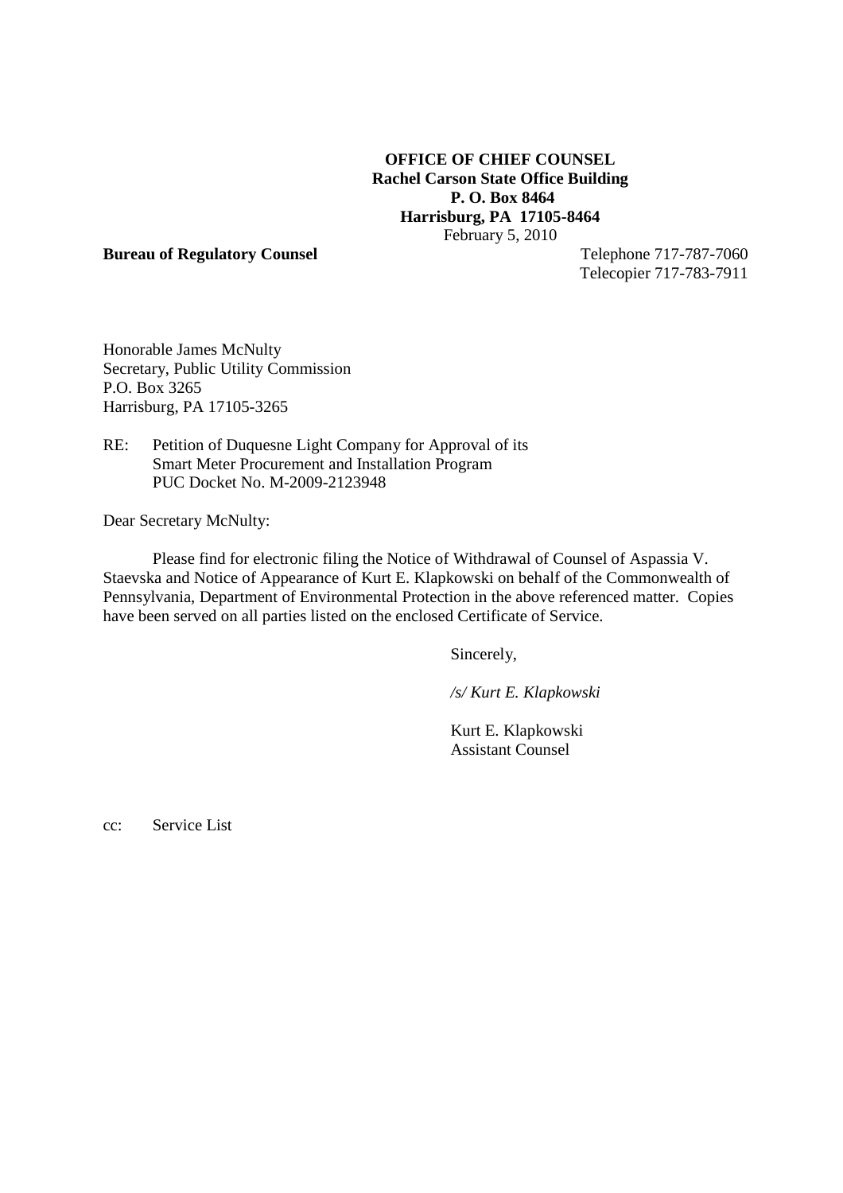**OFFICE OF CHIEF COUNSEL**
**Rachel Carson State Office Building**
**P. O. Box 8464**
**Harrisburg, PA 17105-8464**

February 5, 2010

**Bureau of Regulatory Counsel**

Telephone 717-787-7060
Telecopier 717-783-7911

Honorable James McNulty
Secretary, Public Utility Commission
P.O. Box 3265
Harrisburg, PA 17105-3265

RE: Petition of Duquesne Light Company for Approval of its Smart Meter Procurement and Installation Program
PUC Docket No. M-2009-2123948

Dear Secretary McNulty:

Please find for electronic filing the Notice of Withdrawal of Counsel of Aspassia V. Staevska and Notice of Appearance of Kurt E. Klapkowski on behalf of the Commonwealth of Pennsylvania, Department of Environmental Protection in the above referenced matter. Copies have been served on all parties listed on the enclosed Certificate of Service.

Sincerely,

*/s/ Kurt E. Klapkowski*

Kurt E. Klapkowski
Assistant Counsel

cc: Service List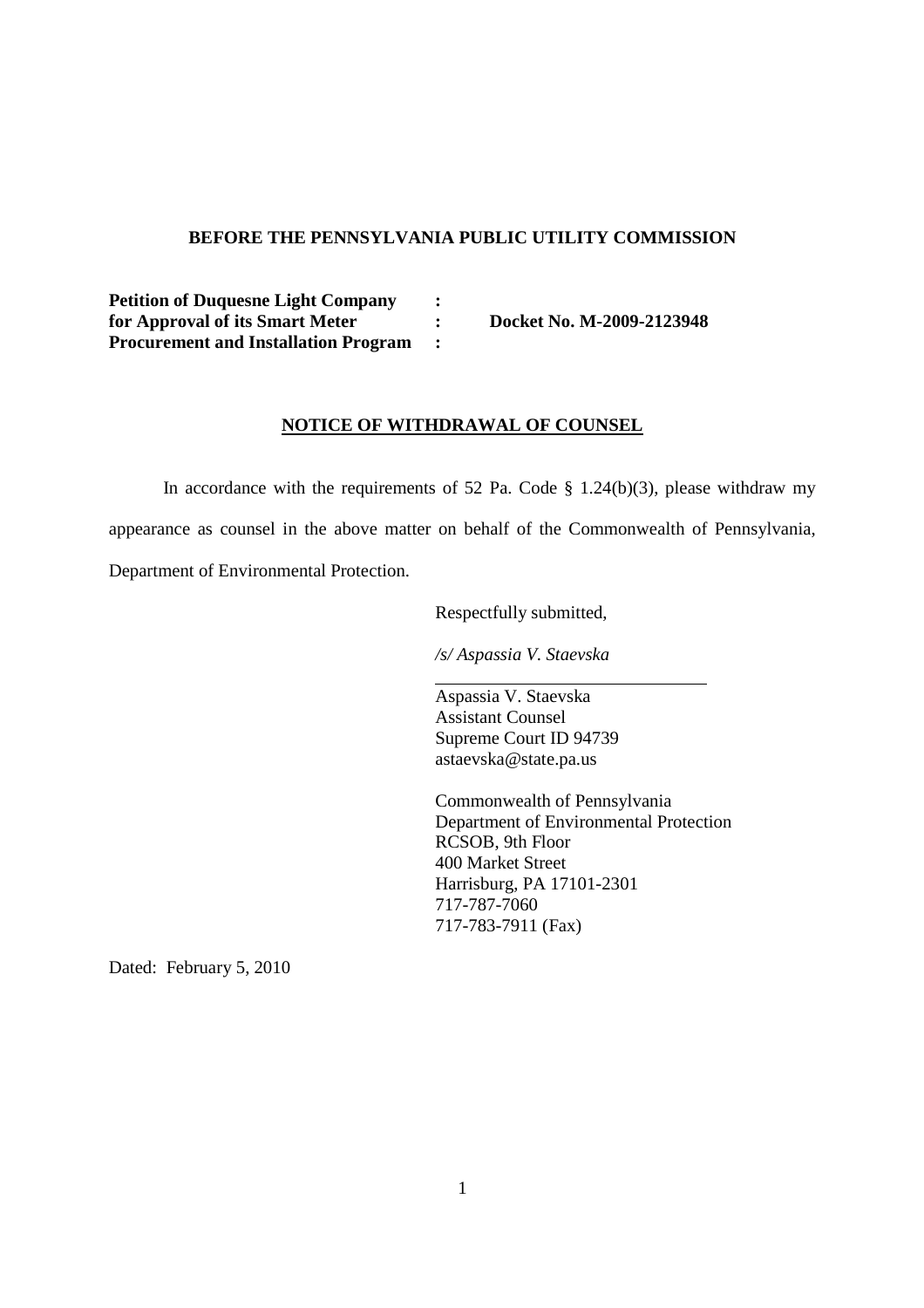**BEFORE THE PENNSYLVANIA PUBLIC UTILITY COMMISSION**

**Petition of Duquesne Light Company** :
**for Approval of its Smart Meter** : **Docket No. M-2009-2123948**
**Procurement and Installation Program** :

**NOTICE OF WITHDRAWAL OF COUNSEL**

In accordance with the requirements of 52 Pa. Code § 1.24(b)(3), please withdraw my appearance as counsel in the above matter on behalf of the Commonwealth of Pennsylvania, Department of Environmental Protection.

Respectfully submitted,

*/s/ Aspassia V. Staevska*

Aspassia V. Staevska
Assistant Counsel
Supreme Court ID 94739
astaevska@state.pa.us

Commonwealth of Pennsylvania
Department of Environmental Protection
RCSOB, 9th Floor
400 Market Street
Harrisburg, PA 17101-2301
717-787-7060
717-783-7911 (Fax)

Dated: February 5, 2010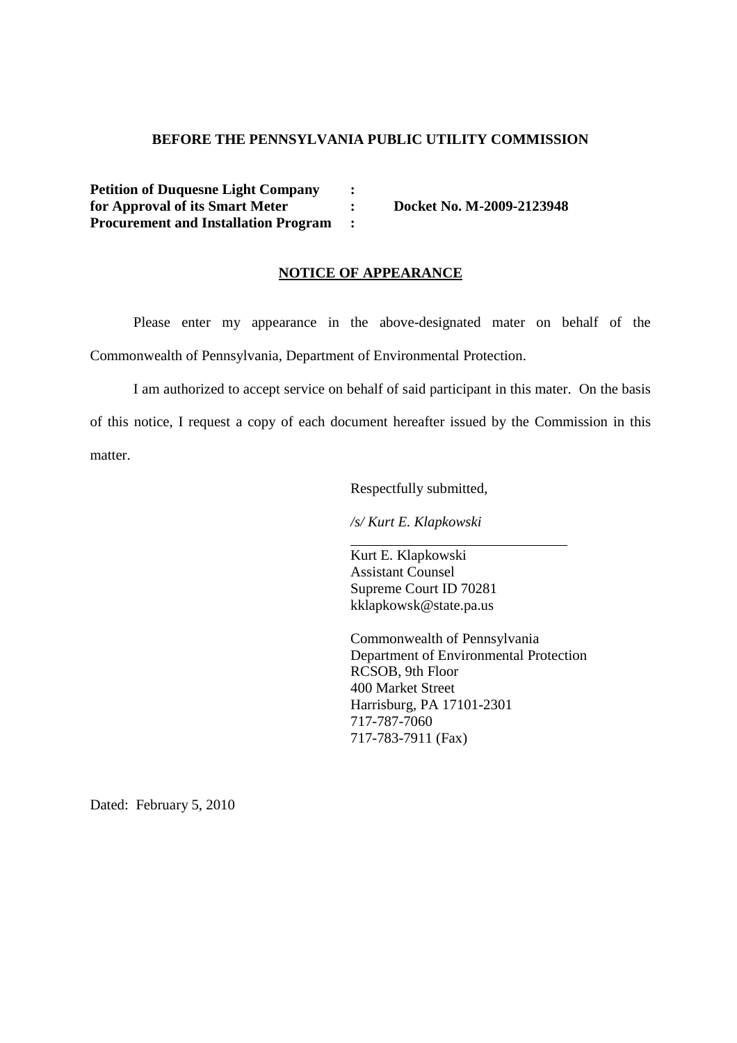**BEFORE THE PENNSYLVANIA PUBLIC UTILITY COMMISSION**

| | | |
|---|---|---|
| **Petition of Duquesne Light Company for Approval of its Smart Meter Procurement and Installation Program** | **:** | **Docket No. M-2009-2123948** |

**NOTICE OF APPEARANCE**

Please enter my appearance in the above-designated mater on behalf of the Commonwealth of Pennsylvania, Department of Environmental Protection.

I am authorized to accept service on behalf of said participant in this mater. On the basis of this notice, I request a copy of each document hereafter issued by the Commission in this matter.

Respectfully submitted,

*/s/ Kurt E. Klapkowski*

Kurt E. Klapkowski
Assistant Counsel
Supreme Court ID 70281
kklapkowsk@state.pa.us

Commonwealth of Pennsylvania
Department of Environmental Protection
RCSOB, 9th Floor
400 Market Street
Harrisburg, PA 17101-2301
717-787-7060
717-783-7911 (Fax)

Dated: February 5, 2010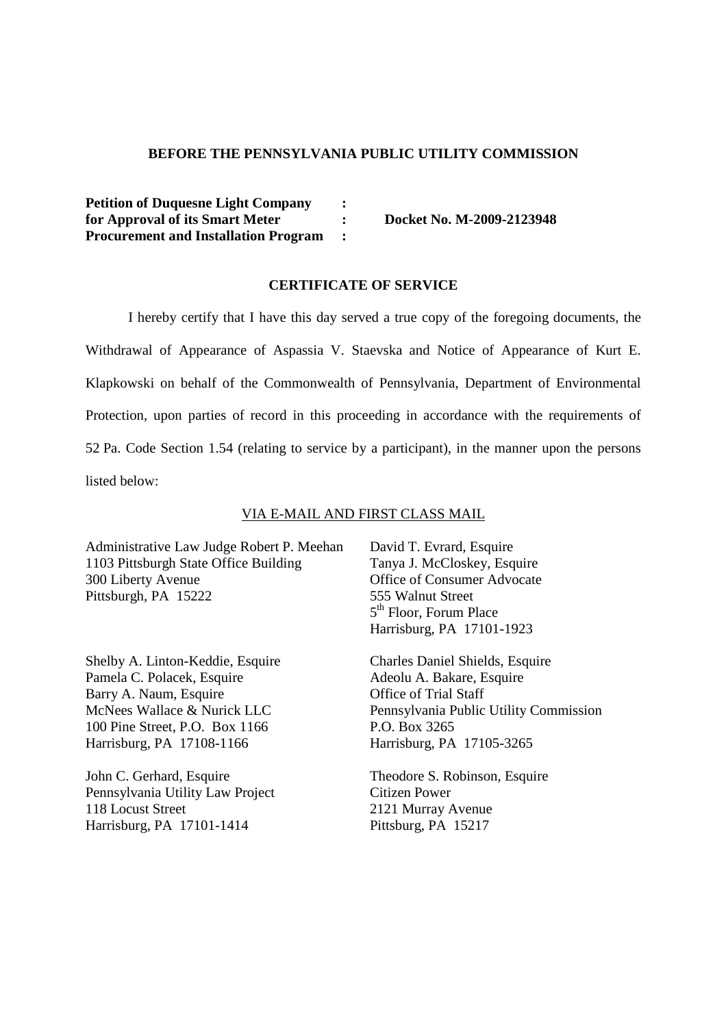**BEFORE THE PENNSYLVANIA PUBLIC UTILITY COMMISSION**

**Petition of Duquesne Light Company :**
**for Approval of its Smart Meter : Docket No. M-2009-2123948**
**Procurement and Installation Program :**

**CERTIFICATE OF SERVICE**

I hereby certify that I have this day served a true copy of the foregoing documents, the Withdrawal of Appearance of Aspassia V. Staevska and Notice of Appearance of Kurt E. Klapkowski on behalf of the Commonwealth of Pennsylvania, Department of Environmental Protection, upon parties of record in this proceeding in accordance with the requirements of 52 Pa. Code Section 1.54 (relating to service by a participant), in the manner upon the persons listed below:

VIA E-MAIL AND FIRST CLASS MAIL

Administrative Law Judge Robert P. Meehan
1103 Pittsburgh State Office Building
300 Liberty Avenue
Pittsburgh, PA 15222

David T. Evrard, Esquire
Tanya J. McCloskey, Esquire
Office of Consumer Advocate
555 Walnut Street
5th Floor, Forum Place
Harrisburg, PA 17101-1923

Shelby A. Linton-Keddie, Esquire
Pamela C. Polacek, Esquire
Barry A. Naum, Esquire
McNees Wallace & Nurick LLC
100 Pine Street, P.O. Box 1166
Harrisburg, PA 17108-1166

Charles Daniel Shields, Esquire
Adeolu A. Bakare, Esquire
Office of Trial Staff
Pennsylvania Public Utility Commission
P.O. Box 3265
Harrisburg, PA 17105-3265

John C. Gerhard, Esquire
Pennsylvania Utility Law Project
118 Locust Street
Harrisburg, PA 17101-1414

Theodore S. Robinson, Esquire
Citizen Power
2121 Murray Avenue
Pittsburg, PA 15217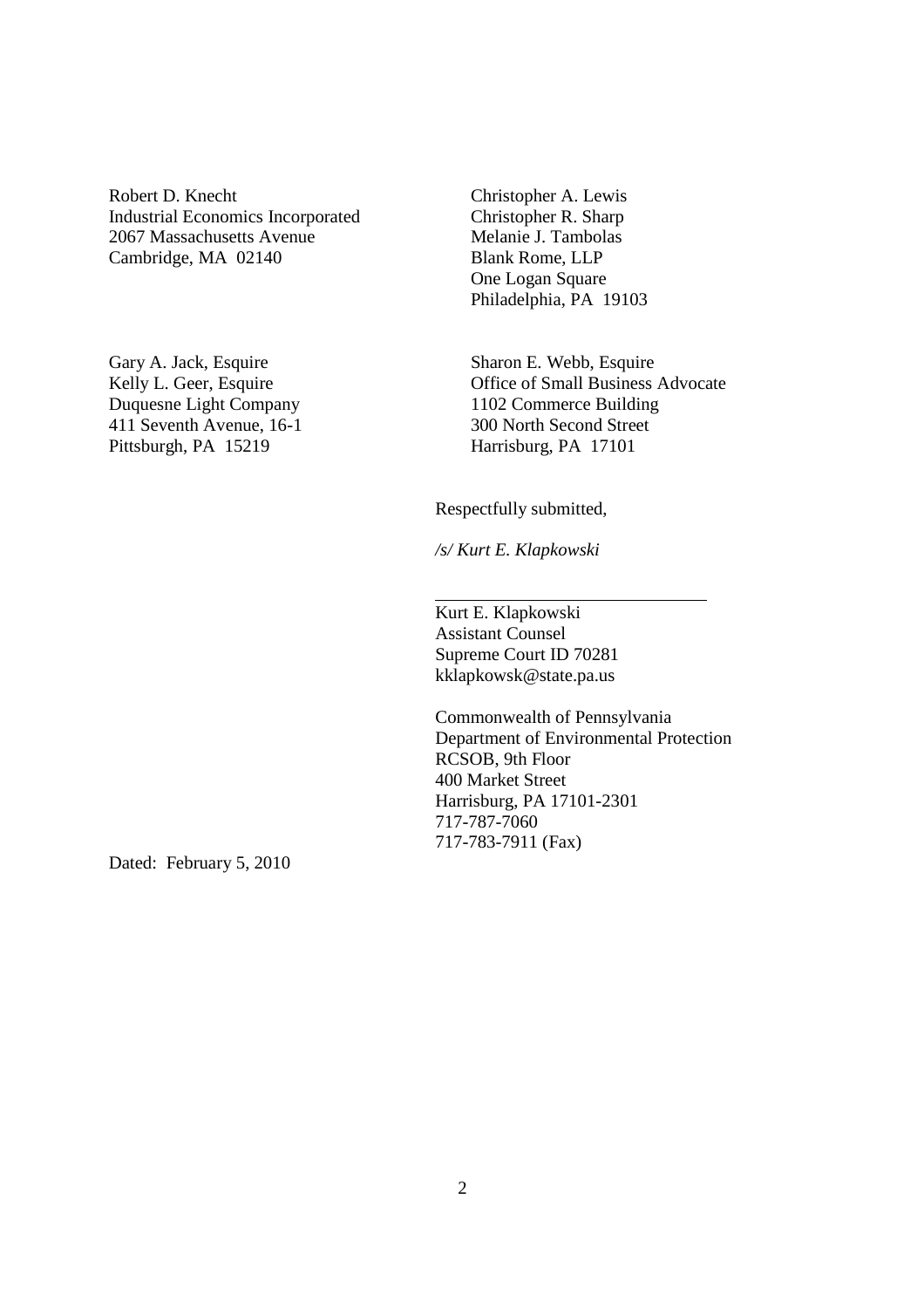Robert D. Knecht
Industrial Economics Incorporated
2067 Massachusetts Avenue
Cambridge, MA 02140

Christopher A. Lewis
Christopher R. Sharp
Melanie J. Tambolas
Blank Rome, LLP
One Logan Square
Philadelphia, PA 19103

Gary A. Jack, Esquire
Kelly L. Geer, Esquire
Duquesne Light Company
411 Seventh Avenue, 16-1
Pittsburgh, PA 15219

Sharon E. Webb, Esquire
Office of Small Business Advocate
1102 Commerce Building
300 North Second Street
Harrisburg, PA 17101

Respectfully submitted,

*/s/ Kurt E. Klapkowski*

Kurt E. Klapkowski
Assistant Counsel
Supreme Court ID 70281
kklapkowsk@state.pa.us

Commonwealth of Pennsylvania
Department of Environmental Protection
RCSOB, 9th Floor
400 Market Street
Harrisburg, PA 17101-2301
717-787-7060
717-783-7911 (Fax)

Dated: February 5, 2010